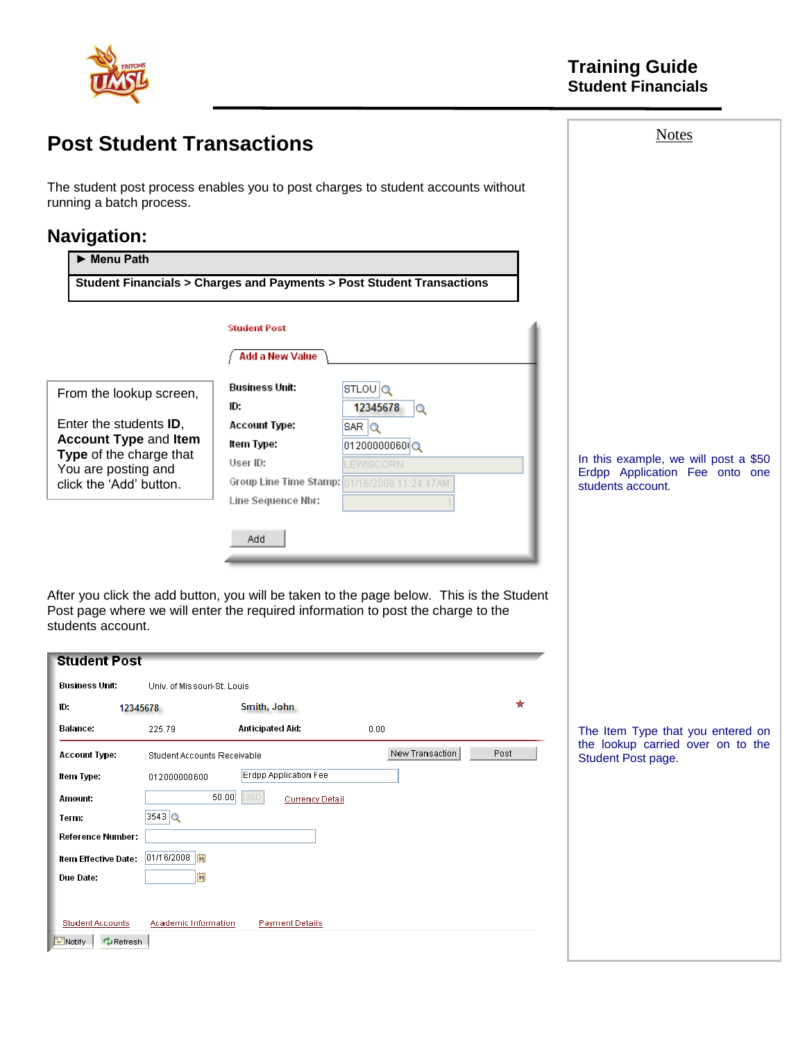# Training Guide
## Student Financials

# Post Student Transactions

The student post process enables you to post charges to student accounts without running a batch process.

## Navigation:

| ► Menu Path |
| --- |
| **Student Financials > Charges and Payments > Post Student Transactions** |

From the lookup screen,

Enter the students **ID**, **Account Type** and **Item Type** of the charge that You are posting and click the 'Add' button.

Student Post

Add a New Value

| | |
| --- | --- |
| Business Unit: | STLOU |
| ID: | 12345678 |
| Account Type: | SAR |
| Item Type: | 012000000600 |
| User ID: | LEWISCORN |
| Group Line Time Stamp: | 01/16/2008 11:24:47AM |
| Line Sequence Nbr: | 1 |

Add

After you click the add button, you will be taken to the page below. This is the Student Post page where we will enter the required information to post the charge to the students account.

**Student Post**

| | | | |
| --- | --- | --- | --- |
| Business Unit: | Univ. of Missouri-St. Louis | | |
| ID: | 12345678 | Smith, John | |
| Balance: | 225.79 | Anticipated Aid: | 0.00 |
| Account Type: | Student Accounts Receivable | New Transaction | Post |
| Item Type: | 012000000600 | Erdpp Application Fee | |
| Amount: | 50.00 USD | Currency Detail | |
| Term: | 3543 | | |
| Reference Number: | | | |
| Item Effective Date: | 01/16/2008 | | |
| Due Date: | | | |

Student Accounts | Academic Information | Payment Details

Notify | Refresh

Notes

In this example, we will post a $50 Erdpp Application Fee onto one students account.

The Item Type that you entered on the lookup carried over on to the Student Post page.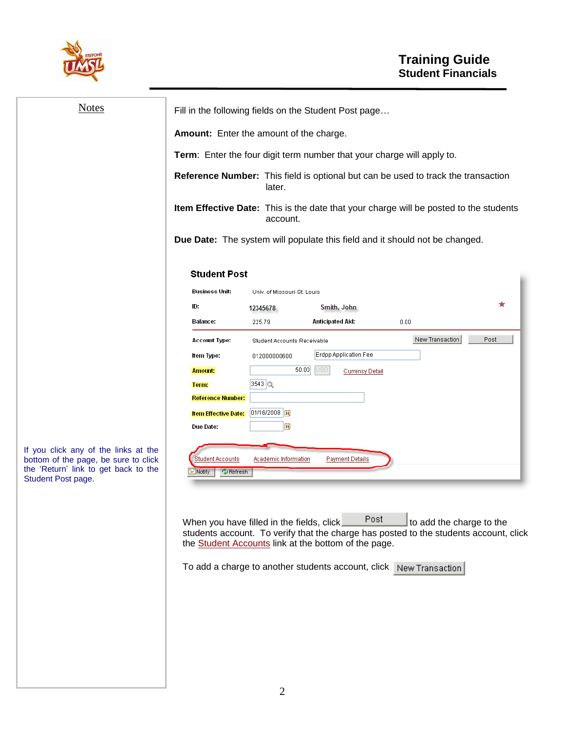Notes

If you click any of the links at the bottom of the page, be sure to click the 'Return' link to get back to the Student Post page.

Fill in the following fields on the Student Post page…

**Amount:** Enter the amount of the charge.

**Term**: Enter the four digit term number that your charge will apply to.

**Reference Number:** This field is optional but can be used to track the transaction later.

**Item Effective Date:** This is the date that your charge will be posted to the students account.

**Due Date:** The system will populate this field and it should not be changed.

**Student Post**

Business Unit: Univ. of Missouri-St. Louis

ID: 12345678 Smith, John

Balance: 225.79 Anticipated Aid: 0.00

Account Type: Student Accounts Receivable New Transaction Post

Item Type: 012000000600 Erdpp Application Fee

Amount: 50.00 USD Currency Detail

Term: 3543

Reference Number:

Item Effective Date: 01/16/2008

Due Date:

Student Accounts Academic Information Payment Details

Notify Refresh

When you have filled in the fields, click Post to add the charge to the students account. To verify that the charge has posted to the students account, click the Student Accounts link at the bottom of the page.

To add a charge to another students account, click New Transaction